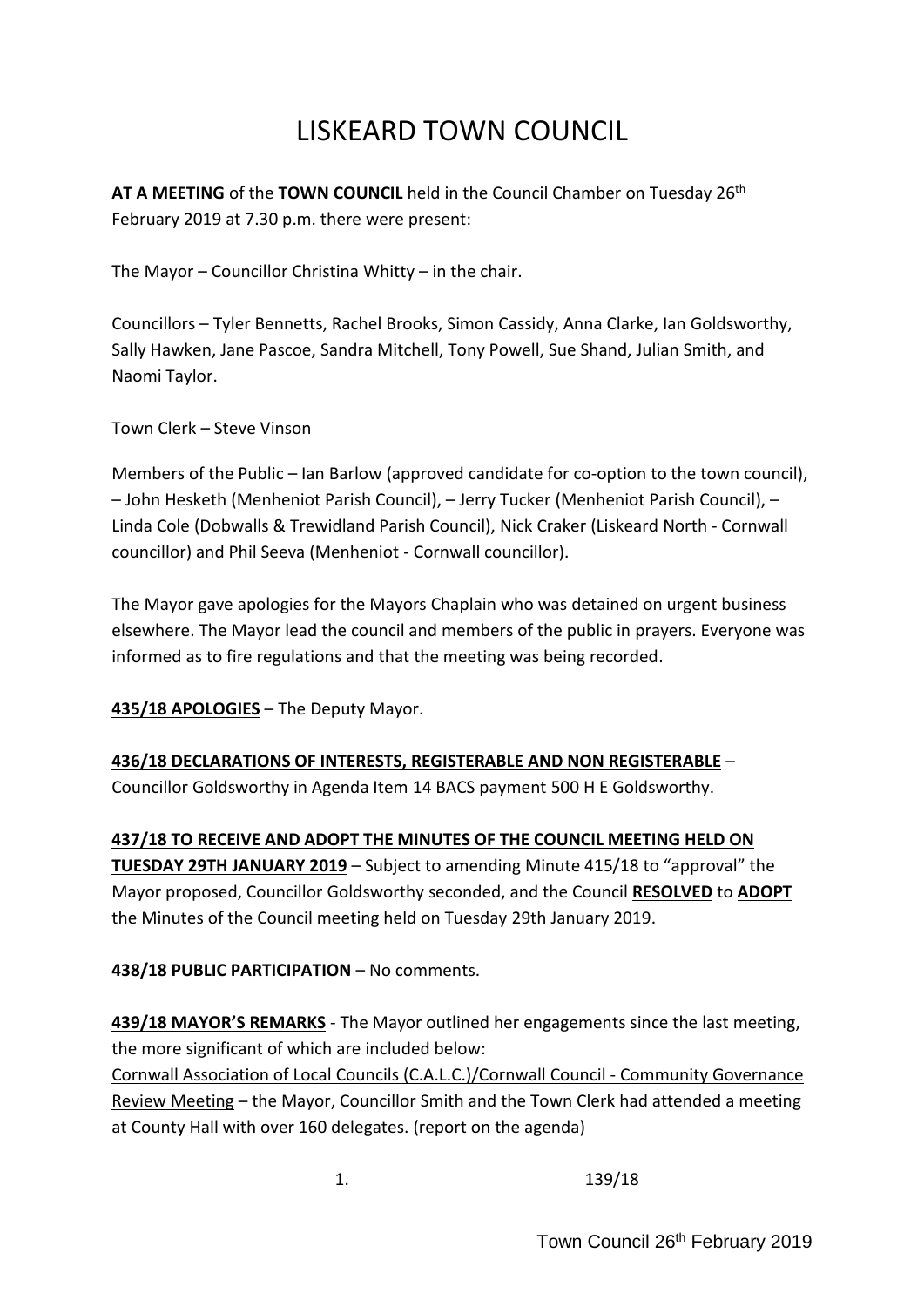# LISKEARD TOWN COUNCIL

**AT A MEETING** of the **TOWN COUNCIL** held in the Council Chamber on Tuesday 26th February 2019 at 7.30 p.m. there were present:

The Mayor – Councillor Christina Whitty – in the chair.

Councillors – Tyler Bennetts, Rachel Brooks, Simon Cassidy, Anna Clarke, Ian Goldsworthy, Sally Hawken, Jane Pascoe, Sandra Mitchell, Tony Powell, Sue Shand, Julian Smith, and Naomi Taylor.

Town Clerk – Steve Vinson

Members of the Public – Ian Barlow (approved candidate for co-option to the town council), – John Hesketh (Menheniot Parish Council), – Jerry Tucker (Menheniot Parish Council), – Linda Cole (Dobwalls & Trewidland Parish Council), Nick Craker (Liskeard North - Cornwall councillor) and Phil Seeva (Menheniot - Cornwall councillor).

The Mayor gave apologies for the Mayors Chaplain who was detained on urgent business elsewhere. The Mayor lead the council and members of the public in prayers. Everyone was informed as to fire regulations and that the meeting was being recorded.

**435/18 APOLOGIES** – The Deputy Mayor.

**436/18 DECLARATIONS OF INTERESTS, REGISTERABLE AND NON REGISTERABLE** – Councillor Goldsworthy in Agenda Item 14 BACS payment 500 H E Goldsworthy.

**437/18 TO RECEIVE AND ADOPT THE MINUTES OF THE COUNCIL MEETING HELD ON TUESDAY 29TH JANUARY 2019** – Subject to amending Minute 415/18 to "approval" the Mayor proposed, Councillor Goldsworthy seconded, and the Council **RESOLVED** to **ADOPT** the Minutes of the Council meeting held on Tuesday 29th January 2019.

**438/18 PUBLIC PARTICIPATION** – No comments.

**439/18 MAYOR'S REMARKS** - The Mayor outlined her engagements since the last meeting, the more significant of which are included below:

Cornwall Association of Local Councils (C.A.L.C.)/Cornwall Council - Community Governance Review Meeting – the Mayor, Councillor Smith and the Town Clerk had attended a meeting at County Hall with over 160 delegates. (report on the agenda)

139/18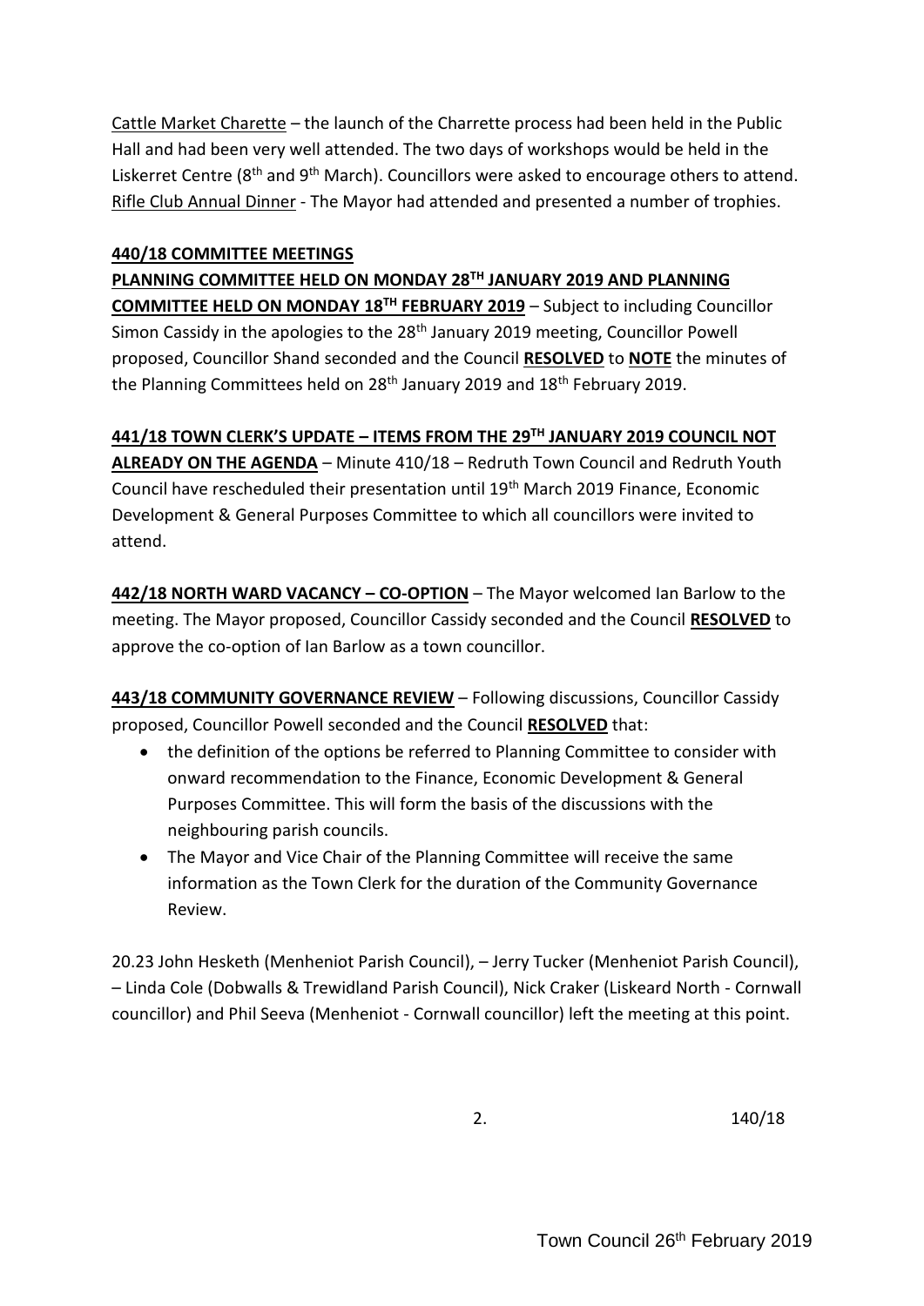Cattle Market Charette – the launch of the Charrette process had been held in the Public Hall and had been very well attended. The two days of workshops would be held in the Liskerret Centre (8th and 9th March). Councillors were asked to encourage others to attend. Rifle Club Annual Dinner - The Mayor had attended and presented a number of trophies.

**440/18 COMMITTEE MEETINGS**

**PLANNING COMMITTEE HELD ON MONDAY 28TH JANUARY 2019 AND PLANNING COMMITTEE HELD ON MONDAY 18TH FEBRUARY 2019** – Subject to including Councillor Simon Cassidy in the apologies to the 28th January 2019 meeting, Councillor Powell proposed, Councillor Shand seconded and the Council **RESOLVED** to **NOTE** the minutes of the Planning Committees held on 28th January 2019 and 18th February 2019.

**441/18 TOWN CLERK'S UPDATE – ITEMS FROM THE 29TH JANUARY 2019 COUNCIL NOT ALREADY ON THE AGENDA** – Minute 410/18 – Redruth Town Council and Redruth Youth Council have rescheduled their presentation until 19th March 2019 Finance, Economic Development & General Purposes Committee to which all councillors were invited to attend.

**442/18 NORTH WARD VACANCY – CO-OPTION** – The Mayor welcomed Ian Barlow to the meeting. The Mayor proposed, Councillor Cassidy seconded and the Council **RESOLVED** to approve the co-option of Ian Barlow as a town councillor.

**443/18 COMMUNITY GOVERNANCE REVIEW** – Following discussions, Councillor Cassidy proposed, Councillor Powell seconded and the Council **RESOLVED** that:

- the definition of the options be referred to Planning Committee to consider with onward recommendation to the Finance, Economic Development & General Purposes Committee. This will form the basis of the discussions with the neighbouring parish councils.
- The Mayor and Vice Chair of the Planning Committee will receive the same information as the Town Clerk for the duration of the Community Governance Review.

20.23 John Hesketh (Menheniot Parish Council), – Jerry Tucker (Menheniot Parish Council), – Linda Cole (Dobwalls & Trewidland Parish Council), Nick Craker (Liskeard North - Cornwall councillor) and Phil Seeva (Menheniot - Cornwall councillor) left the meeting at this point.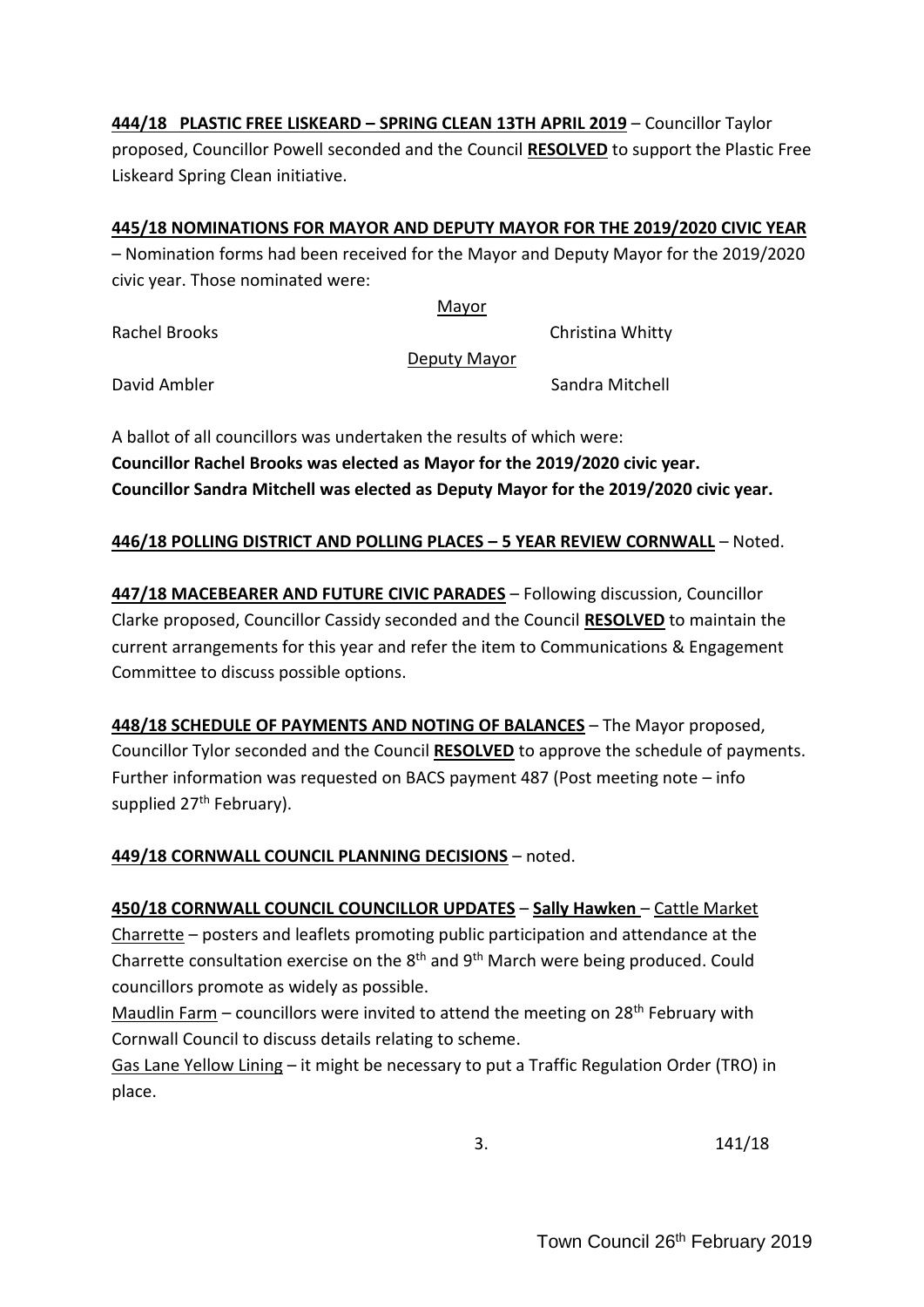**444/18 PLASTIC FREE LISKEARD – SPRING CLEAN 13TH APRIL 2019** – Councillor Taylor proposed, Councillor Powell seconded and the Council **RESOLVED** to support the Plastic Free Liskeard Spring Clean initiative.

**445/18 NOMINATIONS FOR MAYOR AND DEPUTY MAYOR FOR THE 2019/2020 CIVIC YEAR** – Nomination forms had been received for the Mayor and Deputy Mayor for the 2019/2020 civic year. Those nominated were:

Mayor

Rachel Brooks  
Christina Whitty

Deputy Mayor

David Ambler  
Sandra Mitchell

A ballot of all councillors was undertaken the results of which were:
**Councillor Rachel Brooks was elected as Mayor for the 2019/2020 civic year.**
**Councillor Sandra Mitchell was elected as Deputy Mayor for the 2019/2020 civic year.**

**446/18 POLLING DISTRICT AND POLLING PLACES – 5 YEAR REVIEW CORNWALL** – Noted.

**447/18 MACEBEARER AND FUTURE CIVIC PARADES** – Following discussion, Councillor Clarke proposed, Councillor Cassidy seconded and the Council **RESOLVED** to maintain the current arrangements for this year and refer the item to Communications & Engagement Committee to discuss possible options.

**448/18 SCHEDULE OF PAYMENTS AND NOTING OF BALANCES** – The Mayor proposed, Councillor Tylor seconded and the Council **RESOLVED** to approve the schedule of payments. Further information was requested on BACS payment 487 (Post meeting note – info supplied 27th February).

**449/18 CORNWALL COUNCIL PLANNING DECISIONS** – noted.

**450/18 CORNWALL COUNCIL COUNCILLOR UPDATES** – **Sally Hawken** – Cattle Market Charrette – posters and leaflets promoting public participation and attendance at the Charrette consultation exercise on the 8th and 9th March were being produced. Could councillors promote as widely as possible.

Maudlin Farm – councillors were invited to attend the meeting on 28th February with Cornwall Council to discuss details relating to scheme.

Gas Lane Yellow Lining – it might be necessary to put a Traffic Regulation Order (TRO) in place.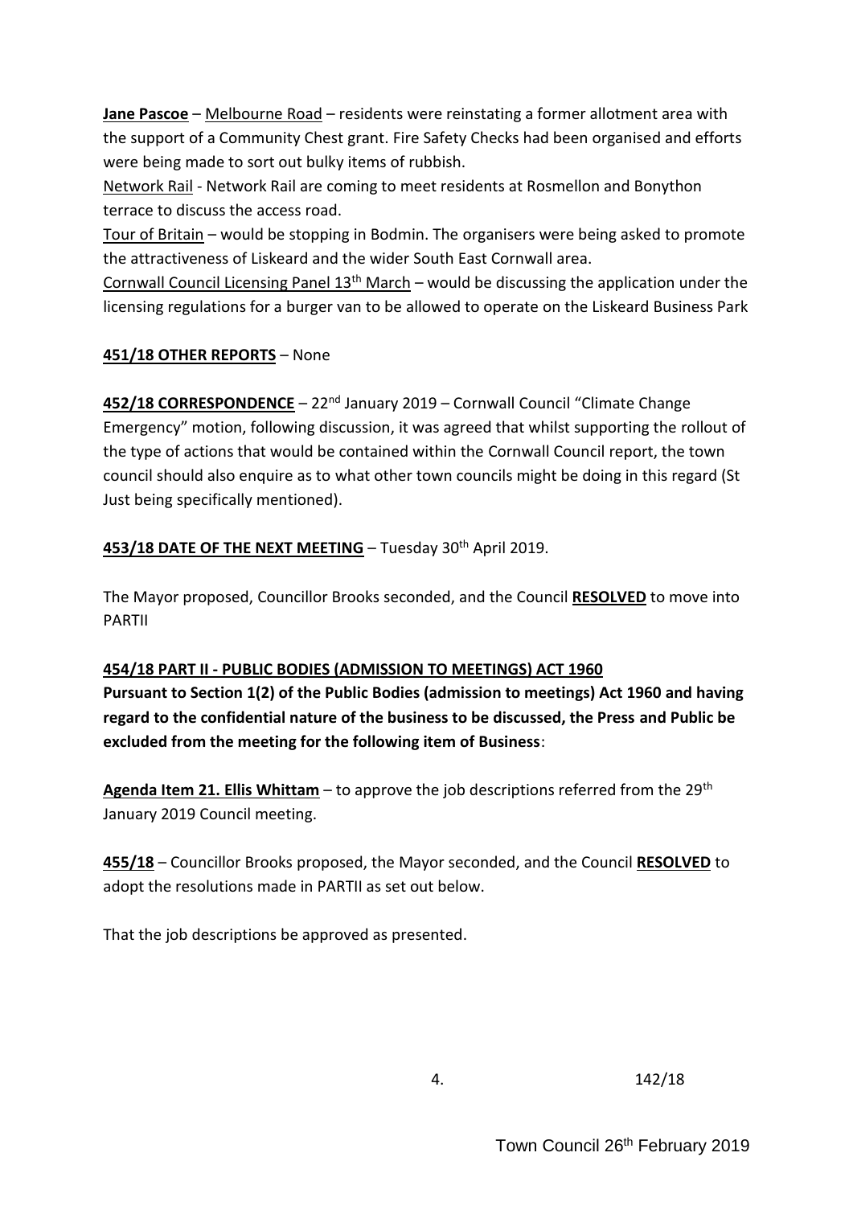**Jane Pascoe** – Melbourne Road – residents were reinstating a former allotment area with the support of a Community Chest grant. Fire Safety Checks had been organised and efforts were being made to sort out bulky items of rubbish.

Network Rail - Network Rail are coming to meet residents at Rosmellon and Bonython terrace to discuss the access road.

Tour of Britain – would be stopping in Bodmin. The organisers were being asked to promote the attractiveness of Liskeard and the wider South East Cornwall area.

Cornwall Council Licensing Panel 13th March – would be discussing the application under the licensing regulations for a burger van to be allowed to operate on the Liskeard Business Park

**451/18 OTHER REPORTS** – None

**452/18 CORRESPONDENCE** – 22nd January 2019 – Cornwall Council "Climate Change Emergency" motion, following discussion, it was agreed that whilst supporting the rollout of the type of actions that would be contained within the Cornwall Council report, the town council should also enquire as to what other town councils might be doing in this regard (St Just being specifically mentioned).

**453/18 DATE OF THE NEXT MEETING** – Tuesday 30th April 2019.

The Mayor proposed, Councillor Brooks seconded, and the Council **RESOLVED** to move into PARTII

**454/18 PART II - PUBLIC BODIES (ADMISSION TO MEETINGS) ACT 1960**

**Pursuant to Section 1(2) of the Public Bodies (admission to meetings) Act 1960 and having regard to the confidential nature of the business to be discussed, the Press and Public be excluded from the meeting for the following item of Business**:

**Agenda Item 21. Ellis Whittam** – to approve the job descriptions referred from the 29th January 2019 Council meeting.

**455/18** – Councillor Brooks proposed, the Mayor seconded, and the Council **RESOLVED** to adopt the resolutions made in PARTII as set out below.

That the job descriptions be approved as presented.